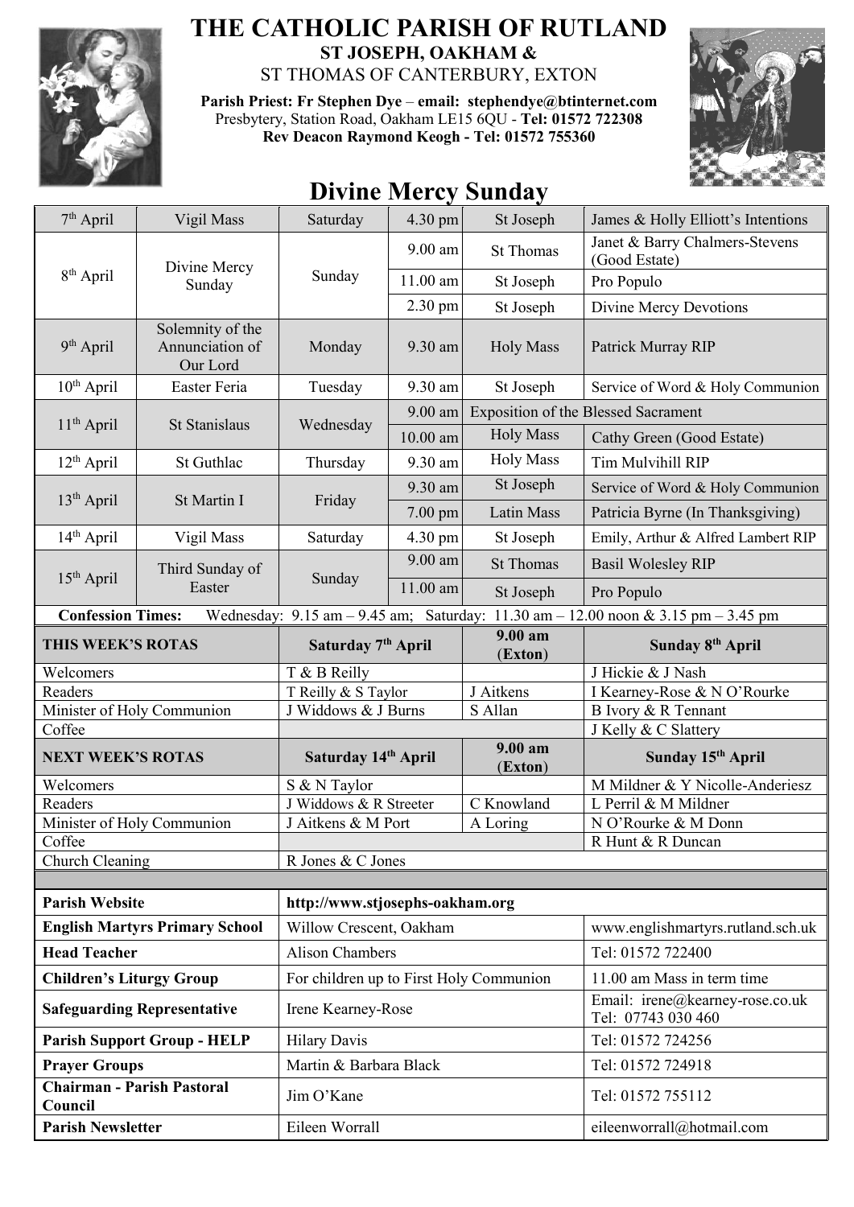# THE CATHOLIC PARISH OF RUTLAND

**ST JOSEPH, OAKHAM &**

ST THOMAS OF CANTERBURY, EXTON

**Parish Priest: Fr Stephen Dye** – **email: stephendye@btinternet.com**
Presbytery, Station Road, Oakham LE15 6QU - **Tel: 01572 722308**
**Rev Deacon Raymond Keogh - Tel: 01572 755360**

## Divine Mercy Sunday

| | | | | | |
|---|---|---|---|---|---|
| 7th April | Vigil Mass | Saturday | 4.30 pm | St Joseph | James & Holly Elliott's Intentions |
| 8th April | Divine Mercy Sunday | Sunday | 9.00 am | St Thomas | Janet & Barry Chalmers-Stevens (Good Estate) |
| | | | 11.00 am | St Joseph | Pro Populo |
| | | | 2.30 pm | St Joseph | Divine Mercy Devotions |
| 9th April | Solemnity of the Annunciation of Our Lord | Monday | 9.30 am | Holy Mass | Patrick Murray RIP |
| 10th April | Easter Feria | Tuesday | 9.30 am | St Joseph | Service of Word & Holy Communion |
| 11th April | St Stanislaus | Wednesday | 9.00 am | Exposition of the Blessed Sacrament | |
| | | | 10.00 am | Holy Mass | Cathy Green (Good Estate) |
| 12th April | St Guthlac | Thursday | 9.30 am | Holy Mass | Tim Mulvihill RIP |
| 13th April | St Martin I | Friday | 9.30 am | St Joseph | Service of Word & Holy Communion |
| | | | 7.00 pm | Latin Mass | Patricia Byrne (In Thanksgiving) |
| 14th April | Vigil Mass | Saturday | 4.30 pm | St Joseph | Emily, Arthur & Alfred Lambert RIP |
| 15th April | Third Sunday of Easter | Sunday | 9.00 am | St Thomas | Basil Wolesley RIP |
| | | | 11.00 am | St Joseph | Pro Populo |

**Confession Times:** Wednesday: 9.15 am – 9.45 am; Saturday: 11.30 am – 12.00 noon & 3.15 pm – 3.45 pm

| **THIS WEEK'S ROTAS** | **Saturday 7th April** | **9.00 am (Exton)** | **Sunday 8th April** |
|---|---|---|---|
| Welcomers | T & B Reilly | | J Hickie & J Nash |
| Readers | T Reilly & S Taylor | J Aitkens | I Kearney-Rose & N O'Rourke |
| Minister of Holy Communion | J Widdows & J Burns | S Allan | B Ivory & R Tennant |
| Coffee | | | J Kelly & C Slattery |
| **NEXT WEEK'S ROTAS** | **Saturday 14th April** | **9.00 am (Exton)** | **Sunday 15th April** |
| Welcomers | S & N Taylor | | M Mildner & Y Nicolle-Anderiesz |
| Readers | J Widdows & R Streeter | C Knowland | L Perril & M Mildner |
| Minister of Holy Communion | J Aitkens & M Port | A Loring | N O'Rourke & M Donn |
| Coffee | | | R Hunt & R Duncan |
| Church Cleaning | R Jones & C Jones | | |

| | | |
|---|---|---|
| **Parish Website** | **http://www.stjosephs-oakham.org** | |
| **English Martyrs Primary School** | Willow Crescent, Oakham | www.englishmartyrs.rutland.sch.uk |
| **Head Teacher** | Alison Chambers | Tel: 01572 722400 |
| **Children's Liturgy Group** | For children up to First Holy Communion | 11.00 am Mass in term time |
| **Safeguarding Representative** | Irene Kearney-Rose | Email: irene@kearney-rose.co.uk Tel: 07743 030 460 |
| **Parish Support Group - HELP** | Hilary Davis | Tel: 01572 724256 |
| **Prayer Groups** | Martin & Barbara Black | Tel: 01572 724918 |
| **Chairman - Parish Pastoral Council** | Jim O'Kane | Tel: 01572 755112 |
| **Parish Newsletter** | Eileen Worrall | eileenworrall@hotmail.com |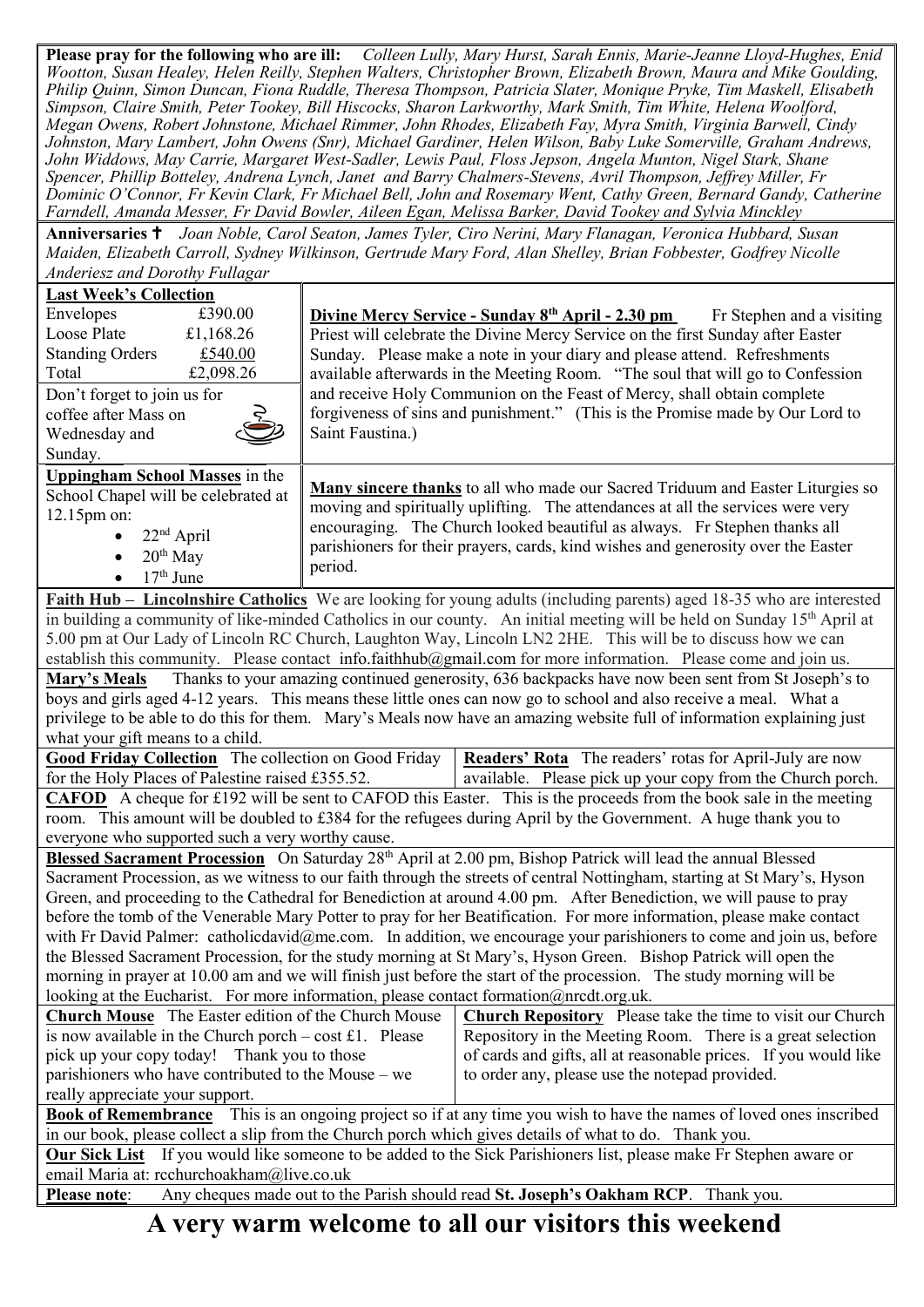**Please pray for the following who are ill:** *Colleen Lully, Mary Hurst, Sarah Ennis, Marie-Jeanne Lloyd-Hughes, Enid Wootton, Susan Healey, Helen Reilly, Stephen Walters, Christopher Brown, Elizabeth Brown, Maura and Mike Goulding, Philip Quinn, Simon Duncan, Fiona Ruddle, Theresa Thompson, Patricia Slater, Monique Pryke, Tim Maskell, Elisabeth Simpson, Claire Smith, Peter Tookey, Bill Hiscocks, Sharon Larkworthy, Mark Smith, Tim White, Helena Woolford, Megan Owens, Robert Johnstone, Michael Rimmer, John Rhodes, Elizabeth Fay, Myra Smith, Virginia Barwell, Cindy Johnston, Mary Lambert, John Owens (Snr), Michael Gardiner, Helen Wilson, Baby Luke Somerville, Graham Andrews, John Widdows, May Carrie, Margaret West-Sadler, Lewis Paul, Floss Jepson, Angela Munton, Nigel Stark, Shane Spencer, Phillip Botteley, Andrena Lynch, Janet and Barry Chalmers-Stevens, Avril Thompson, Jeffrey Miller, Fr Dominic O'Connor, Fr Kevin Clark, Fr Michael Bell, John and Rosemary Went, Cathy Green, Bernard Gandy, Catherine Farndell, Amanda Messer, Fr David Bowler, Aileen Egan, Melissa Barker, David Tookey and Sylvia Minckley*

**Anniversaries ✝** *Joan Noble, Carol Seaton, James Tyler, Ciro Nerini, Mary Flanagan, Veronica Hubbard, Susan Maiden, Elizabeth Carroll, Sydney Wilkinson, Gertrude Mary Ford, Alan Shelley, Brian Fobbester, Godfrey Nicolle Anderiesz and Dorothy Fullagar*

**Last Week's Collection**

| | |
|---|---|
| Envelopes | £390.00 |
| Loose Plate | £1,168.26 |
| Standing Orders | £540.00 |
| Total | £2,098.26 |

Don't forget to join us for coffee after Mass on Wednesday and Sunday.

**Divine Mercy Service - Sunday 8th April - 2.30 pm** Fr Stephen and a visiting Priest will celebrate the Divine Mercy Service on the first Sunday after Easter Sunday. Please make a note in your diary and please attend. Refreshments available afterwards in the Meeting Room. "The soul that will go to Confession and receive Holy Communion on the Feast of Mercy, shall obtain complete forgiveness of sins and punishment." (This is the Promise made by Our Lord to Saint Faustina.)

**Uppingham School Masses** in the School Chapel will be celebrated at 12.15pm on:

- 22nd April
- 20th May
- 17th June

**Many sincere thanks** to all who made our Sacred Triduum and Easter Liturgies so moving and spiritually uplifting. The attendances at all the services were very encouraging. The Church looked beautiful as always. Fr Stephen thanks all parishioners for their prayers, cards, kind wishes and generosity over the Easter period.

**Faith Hub – Lincolnshire Catholics** We are looking for young adults (including parents) aged 18-35 who are interested in building a community of like-minded Catholics in our county. An initial meeting will be held on Sunday 15th April at 5.00 pm at Our Lady of Lincoln RC Church, Laughton Way, Lincoln LN2 2HE. This will be to discuss how we can establish this community. Please contact info.faithhub@gmail.com for more information. Please come and join us.

**Mary's Meals** Thanks to your amazing continued generosity, 636 backpacks have now been sent from St Joseph's to boys and girls aged 4-12 years. This means these little ones can now go to school and also receive a meal. What a privilege to be able to do this for them. Mary's Meals now have an amazing website full of information explaining just what your gift means to a child.

**Good Friday Collection** The collection on Good Friday for the Holy Places of Palestine raised £355.52.

**Readers' Rota** The readers' rotas for April-July are now available. Please pick up your copy from the Church porch.

**CAFOD** A cheque for £192 will be sent to CAFOD this Easter. This is the proceeds from the book sale in the meeting room. This amount will be doubled to £384 for the refugees during April by the Government. A huge thank you to everyone who supported such a very worthy cause.

**Blessed Sacrament Procession** On Saturday 28th April at 2.00 pm, Bishop Patrick will lead the annual Blessed Sacrament Procession, as we witness to our faith through the streets of central Nottingham, starting at St Mary's, Hyson Green, and proceeding to the Cathedral for Benediction at around 4.00 pm. After Benediction, we will pause to pray before the tomb of the Venerable Mary Potter to pray for her Beatification. For more information, please make contact with Fr David Palmer: catholicdavid@me.com. In addition, we encourage your parishioners to come and join us, before the Blessed Sacrament Procession, for the study morning at St Mary's, Hyson Green. Bishop Patrick will open the morning in prayer at 10.00 am and we will finish just before the start of the procession. The study morning will be looking at the Eucharist. For more information, please contact formation@nrcdt.org.uk.

**Church Mouse** The Easter edition of the Church Mouse is now available in the Church porch – cost £1. Please pick up your copy today! Thank you to those parishioners who have contributed to the Mouse – we really appreciate your support.

**Church Repository** Please take the time to visit our Church Repository in the Meeting Room. There is a great selection of cards and gifts, all at reasonable prices. If you would like to order any, please use the notepad provided.

**Book of Remembrance** This is an ongoing project so if at any time you wish to have the names of loved ones inscribed in our book, please collect a slip from the Church porch which gives details of what to do. Thank you.

**Our Sick List** If you would like someone to be added to the Sick Parishioners list, please make Fr Stephen aware or email Maria at: rcchurchoakham@live.co.uk

**Please note**: Any cheques made out to the Parish should read **St. Joseph's Oakham RCP**. Thank you.

# A very warm welcome to all our visitors this weekend